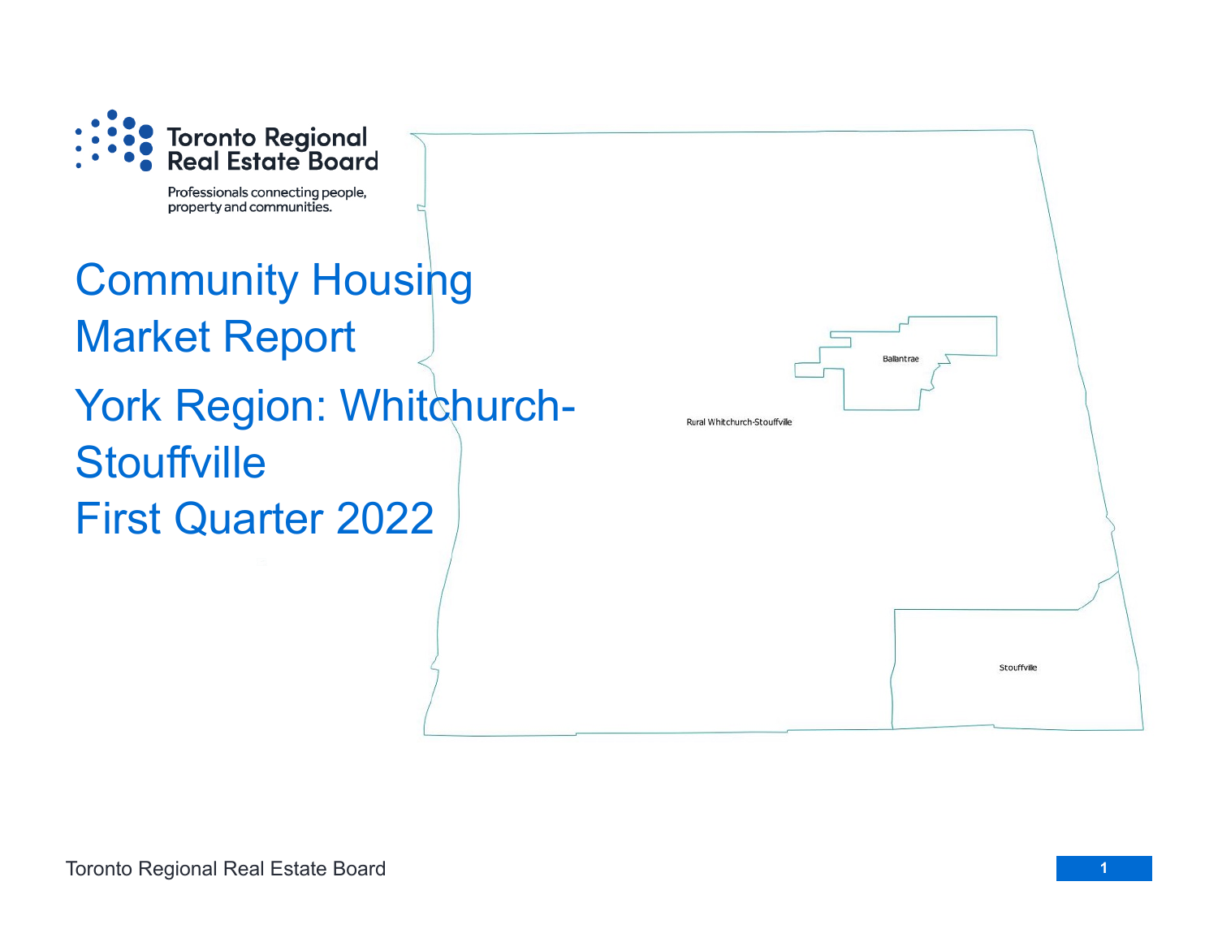Toronto Regional Real Estate Board

Professionals connecting people, property and communities.

# Community Housing Market Report

## York Region: Whitchurch-Stouffville

## First Quarter 2022

Ballantrae

Rural Whitchurch-Stouffville

Stouffville

Toronto Regional Real Estate Board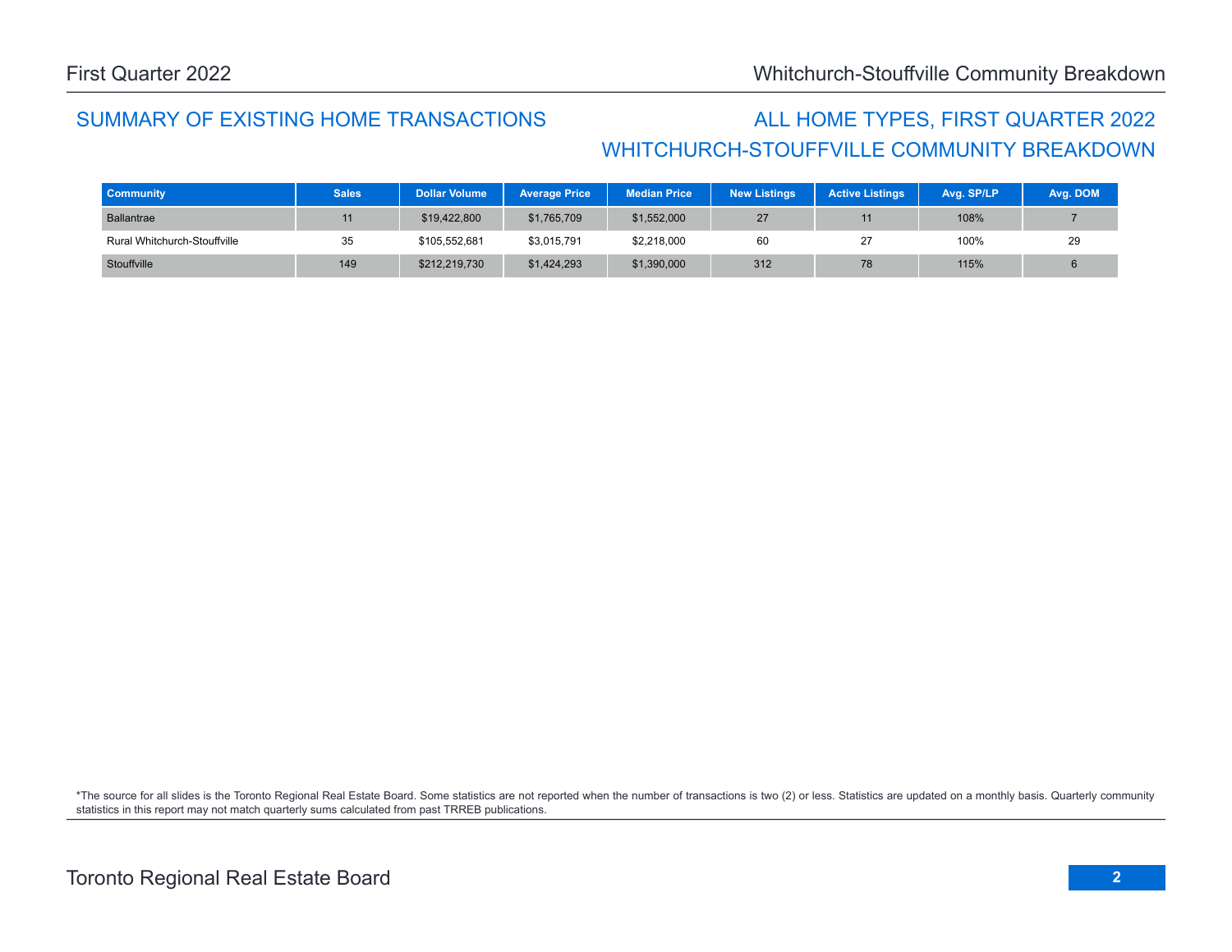## SUMMARY OF EXISTING HOME TRANSACTIONS

## ALL HOME TYPES, FIRST QUARTER 2022
## WHITCHURCH-STOUFFVILLE COMMUNITY BREAKDOWN

| Community | Sales | Dollar Volume | Average Price | Median Price | New Listings | Active Listings | Avg. SP/LP | Avg. DOM |
|---|---|---|---|---|---|---|---|---|
| Ballantrae | 11 | $19,422,800 | $1,765,709 | $1,552,000 | 27 | 11 | 108% | 7 |
| Rural Whitchurch-Stouffville | 35 | $105,552,681 | $3,015,791 | $2,218,000 | 60 | 27 | 100% | 29 |
| Stouffville | 149 | $212,219,730 | $1,424,293 | $1,390,000 | 312 | 78 | 115% | 6 |

*The source for all slides is the Toronto Regional Real Estate Board. Some statistics are not reported when the number of transactions is two (2) or less. Statistics are updated on a monthly basis. Quarterly community statistics in this report may not match quarterly sums calculated from past TRREB publications.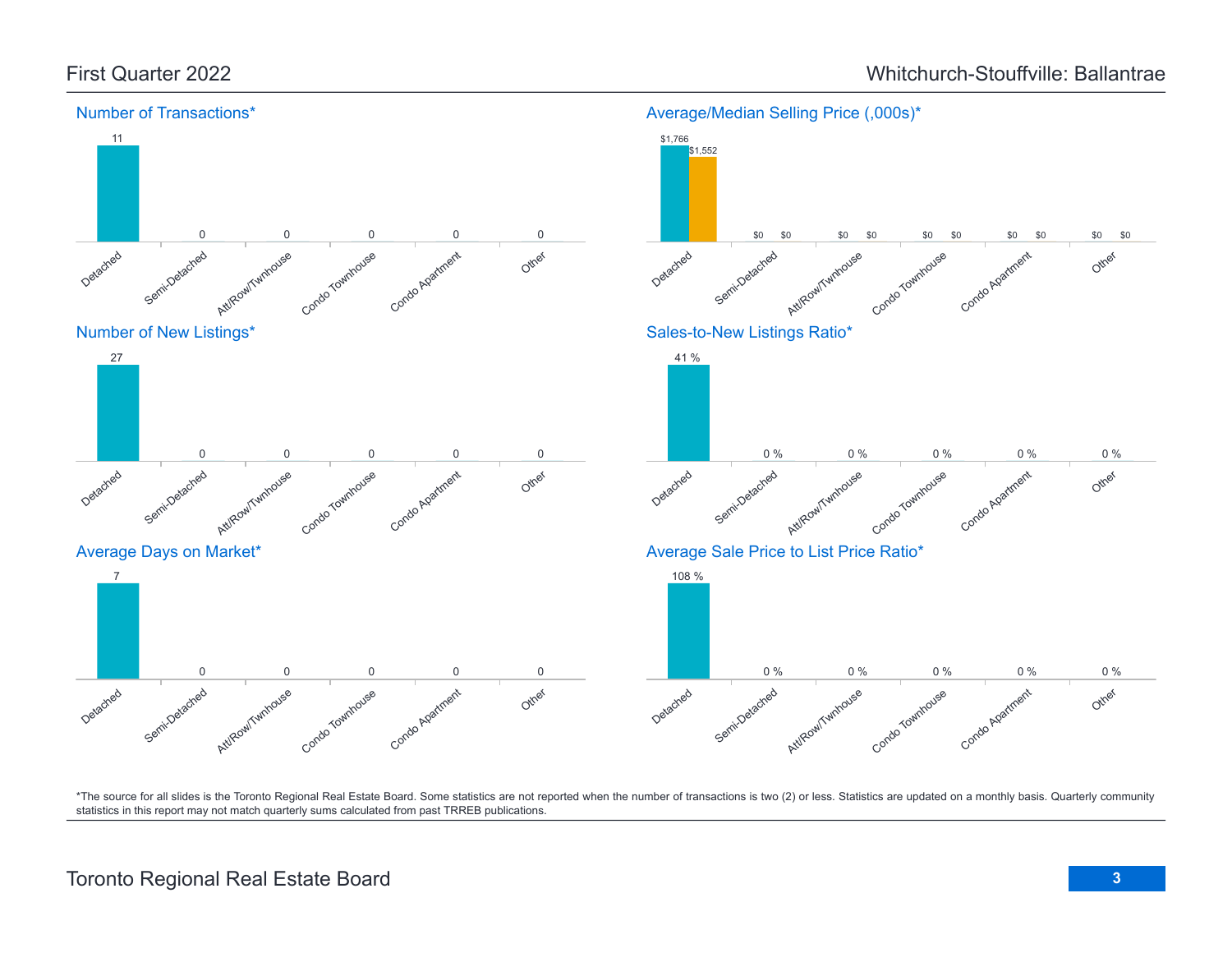First Quarter 2022

Whitchurch-Stouffville: Ballantrae

## Number of Transactions*

11
0
0
0
0
0

Detached
Semi-Detached
Att/Row/Twnhouse
Condo Townhouse
Condo Apartment
Other

## Average/Median Selling Price (,000s)*

$1,766
$1,552
$0 $0
$0 $0
$0 $0
$0 $0
$0 $0

Detached
Semi-Detached
Att/Row/Twnhouse
Condo Townhouse
Condo Apartment
Other

## Number of New Listings*

27
0
0
0
0
0

Detached
Semi-Detached
Att/Row/Twnhouse
Condo Townhouse
Condo Apartment
Other

## Sales-to-New Listings Ratio*

41 %
0 %
0 %
0 %
0 %
0 %

Detached
Semi-Detached
Att/Row/Twnhouse
Condo Townhouse
Condo Apartment
Other

## Average Days on Market*

7
0
0
0
0
0

Detached
Semi-Detached
Att/Row/Twnhouse
Condo Townhouse
Condo Apartment
Other

## Average Sale Price to List Price Ratio*

108 %
0 %
0 %
0 %
0 %
0 %

Detached
Semi-Detached
Att/Row/Twnhouse
Condo Townhouse
Condo Apartment
Other

*The source for all slides is the Toronto Regional Real Estate Board. Some statistics are not reported when the number of transactions is two (2) or less. Statistics are updated on a monthly basis. Quarterly community statistics in this report may not match quarterly sums calculated from past TRREB publications.

Toronto Regional Real Estate Board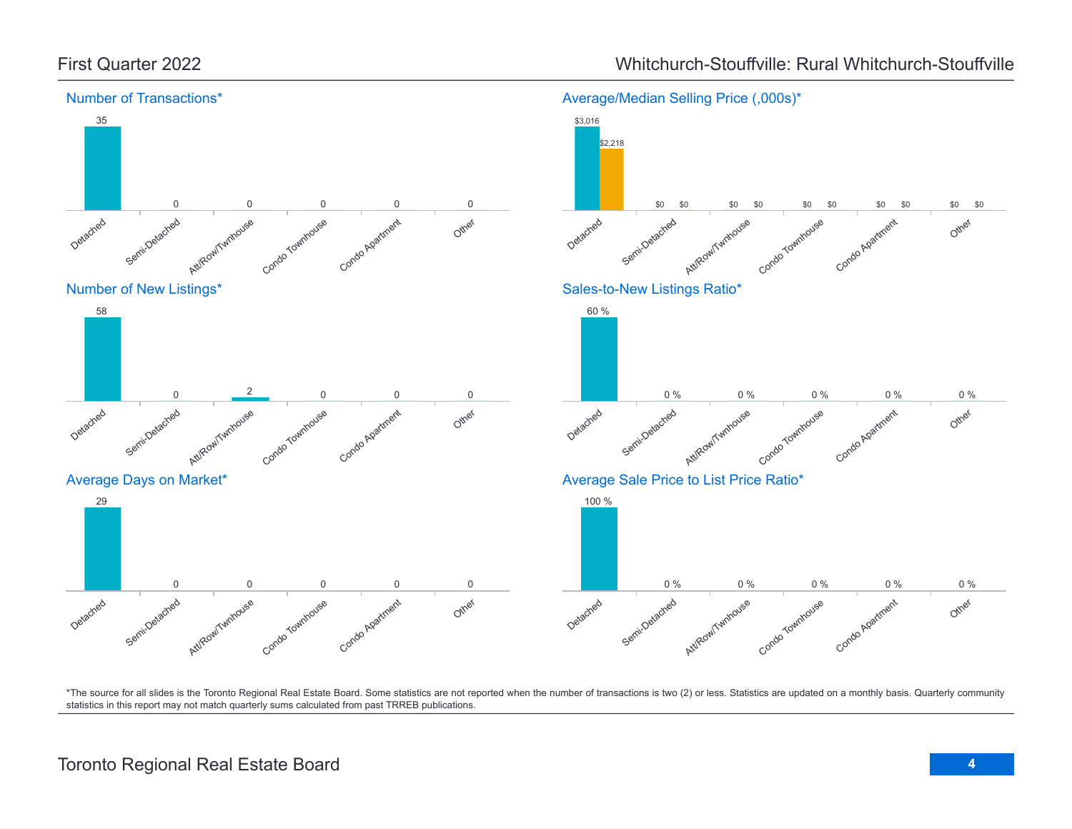First Quarter 2022

Whitchurch-Stouffville: Rural Whitchurch-Stouffville

## Number of Transactions*

35
0
0
0
0
0

Detached
Semi-Detached
Att/Row/Twnhouse
Condo Townhouse
Condo Apartment
Other

## Average/Median Selling Price (,000s)*

$3,016
$2,218
$0 $0
$0 $0
$0 $0
$0 $0
$0 $0

Detached
Semi-Detached
Att/Row/Twnhouse
Condo Townhouse
Condo Apartment
Other

## Number of New Listings*

58
0
2
0
0
0

Detached
Semi-Detached
Att/Row/Twnhouse
Condo Townhouse
Condo Apartment
Other

## Sales-to-New Listings Ratio*

60 %
0 %
0 %
0 %
0 %
0 %

Detached
Semi-Detached
Att/Row/Twnhouse
Condo Townhouse
Condo Apartment
Other

## Average Days on Market*

29
0
0
0
0
0

Detached
Semi-Detached
Att/Row/Twnhouse
Condo Townhouse
Condo Apartment
Other

## Average Sale Price to List Price Ratio*

100 %
0 %
0 %
0 %
0 %
0 %

Detached
Semi-Detached
Att/Row/Twnhouse
Condo Townhouse
Condo Apartment
Other

*The source for all slides is the Toronto Regional Real Estate Board. Some statistics are not reported when the number of transactions is two (2) or less. Statistics are updated on a monthly basis. Quarterly community statistics in this report may not match quarterly sums calculated from past TRREB publications.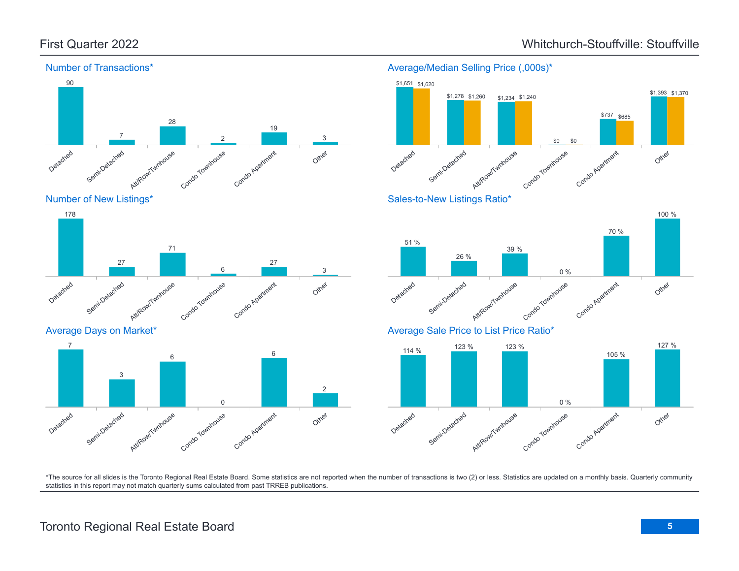# First Quarter 2022

# Whitchurch-Stouffville: Stouffville

## Number of Transactions*

90
7
28
2
19
3

Detached
Semi-Detached
Att/Row/Twnhouse
Condo Townhouse
Condo Apartment
Other

## Average/Median Selling Price (,000s)*

$1,651 $1,620
$1,278 $1,260
$1,234 $1,240
$0 $0
$737 $685
$1,393 $1,370

Detached
Semi-Detached
Att/Row/Twnhouse
Condo Townhouse
Condo Apartment
Other

## Number of New Listings*

178
27
71
6
27
3

Detached
Semi-Detached
Att/Row/Twnhouse
Condo Townhouse
Condo Apartment
Other

## Sales-to-New Listings Ratio*

51 %
26 %
39 %
0 %
70 %
100 %

Detached
Semi-Detached
Att/Row/Twnhouse
Condo Townhouse
Condo Apartment
Other

## Average Days on Market*

7
3
6
0
6
2

Detached
Semi-Detached
Att/Row/Twnhouse
Condo Townhouse
Condo Apartment
Other

## Average Sale Price to List Price Ratio*

114 %
123 %
123 %
0 %
105 %
127 %

Detached
Semi-Detached
Att/Row/Twnhouse
Condo Townhouse
Condo Apartment
Other

*The source for all slides is the Toronto Regional Real Estate Board. Some statistics are not reported when the number of transactions is two (2) or less. Statistics are updated on a monthly basis. Quarterly community statistics in this report may not match quarterly sums calculated from past TRREB publications.

Toronto Regional Real Estate Board